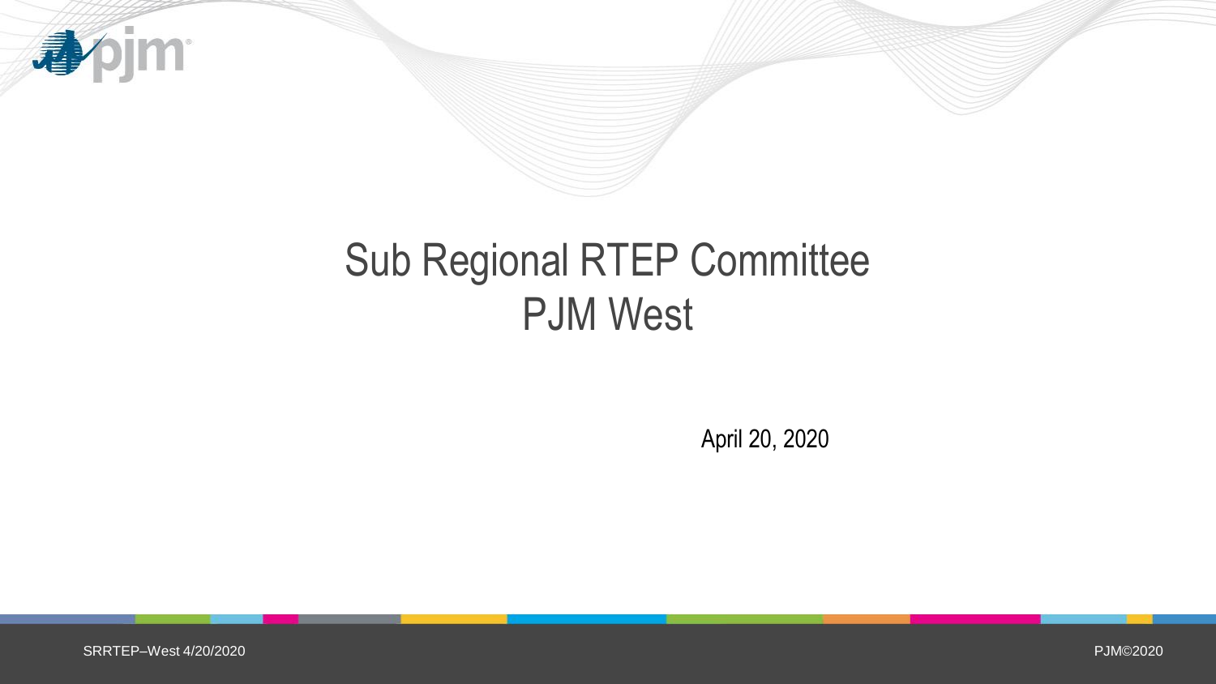# Sub Regional RTEP Committee
# PJM West

April 20, 2020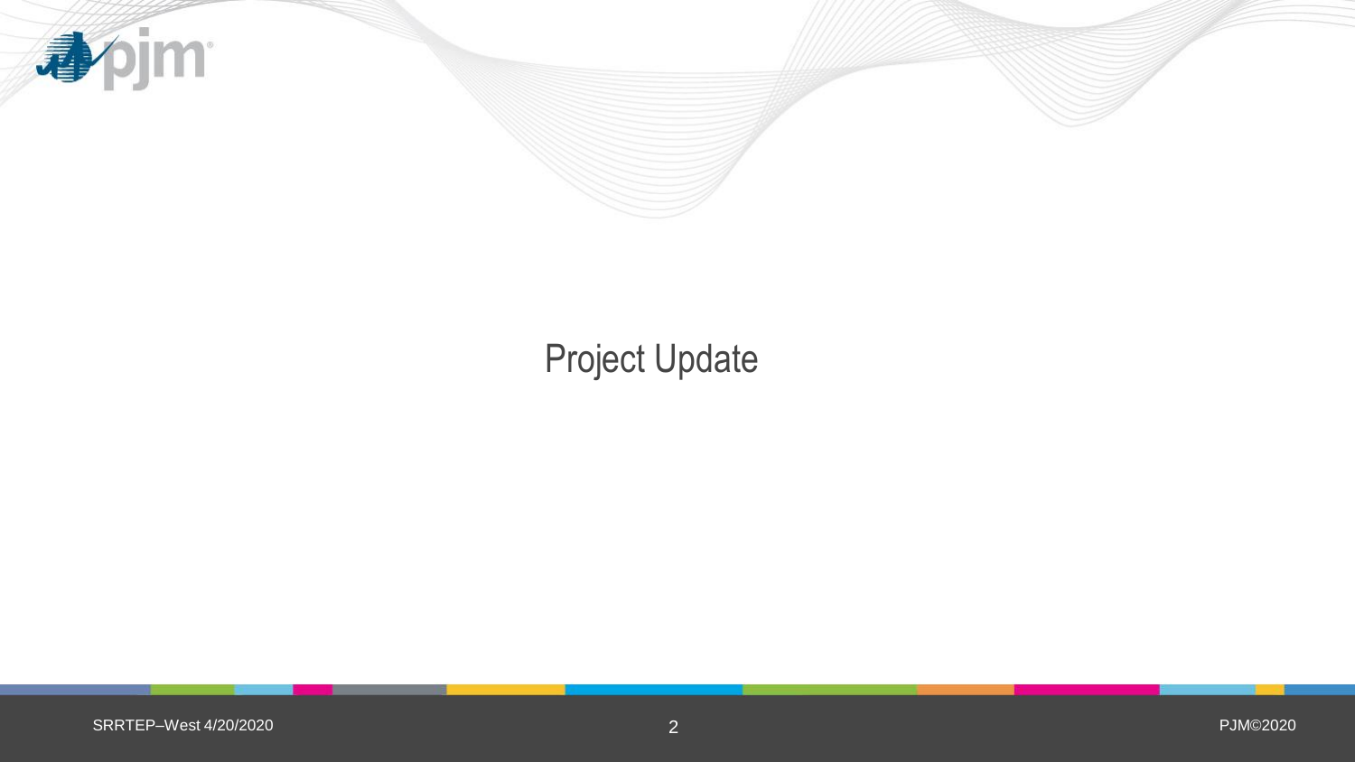# Project Update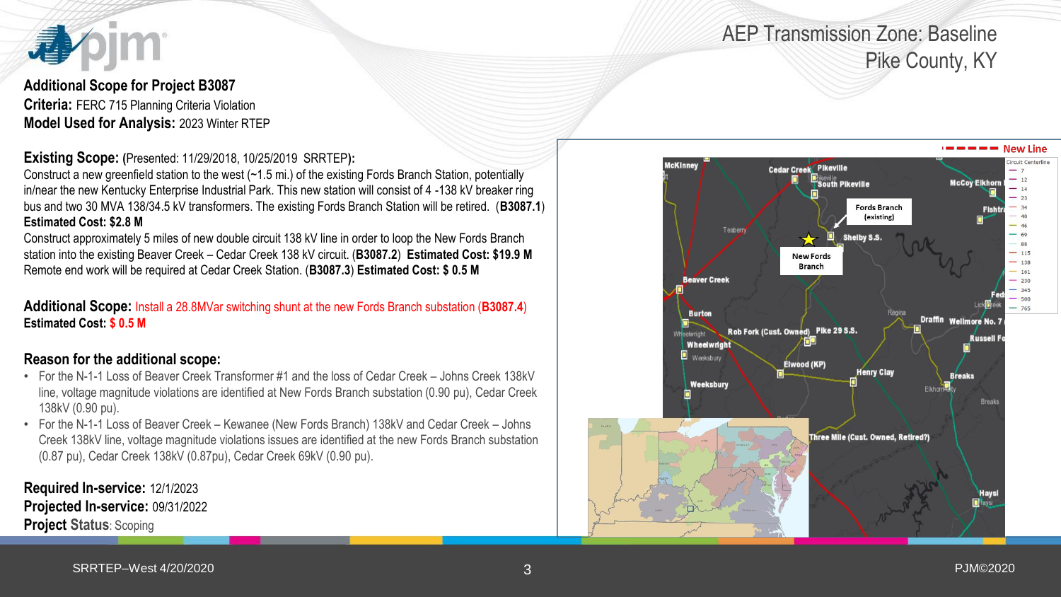# AEP Transmission Zone: Baseline
## Pike County, KY

**Additional Scope for Project B3087**

**Criteria:** FERC 715 Planning Criteria Violation

**Model Used for Analysis:** 2023 Winter RTEP

**Existing Scope:** (Presented: 11/29/2018, 10/25/2019 SRRTEP)**:**

Construct a new greenfield station to the west (~1.5 mi.) of the existing Fords Branch Station, potentially in/near the new Kentucky Enterprise Industrial Park. This new station will consist of 4 -138 kV breaker ring bus and two 30 MVA 138/34.5 kV transformers. The existing Fords Branch Station will be retired. (**B3087.1**)

**Estimated Cost: $2.8 M**

Construct approximately 5 miles of new double circuit 138 kV line in order to loop the New Fords Branch station into the existing Beaver Creek – Cedar Creek 138 kV circuit. (**B3087.2**) **Estimated Cost: $19.9 M**

Remote end work will be required at Cedar Creek Station. (**B3087.3**) **Estimated Cost: $ 0.5 M**

**Additional Scope:** Install a 28.8MVar switching shunt at the new Fords Branch substation (**B3087.4**)

**Estimated Cost: $ 0.5 M**

**Reason for the additional scope:**

- For the N-1-1 Loss of Beaver Creek Transformer #1 and the loss of Cedar Creek – Johns Creek 138kV line, voltage magnitude violations are identified at New Fords Branch substation (0.90 pu), Cedar Creek 138kV (0.90 pu).
- For the N-1-1 Loss of Beaver Creek – Kewanee (New Fords Branch) 138kV and Cedar Creek – Johns Creek 138kV line, voltage magnitude violations issues are identified at the new Fords Branch substation (0.87 pu), Cedar Creek 138kV (0.87pu), Cedar Creek 69kV (0.90 pu).

**Required In-service:** 12/1/2023

**Projected In-service:** 09/31/2022

**Project Status**: Scoping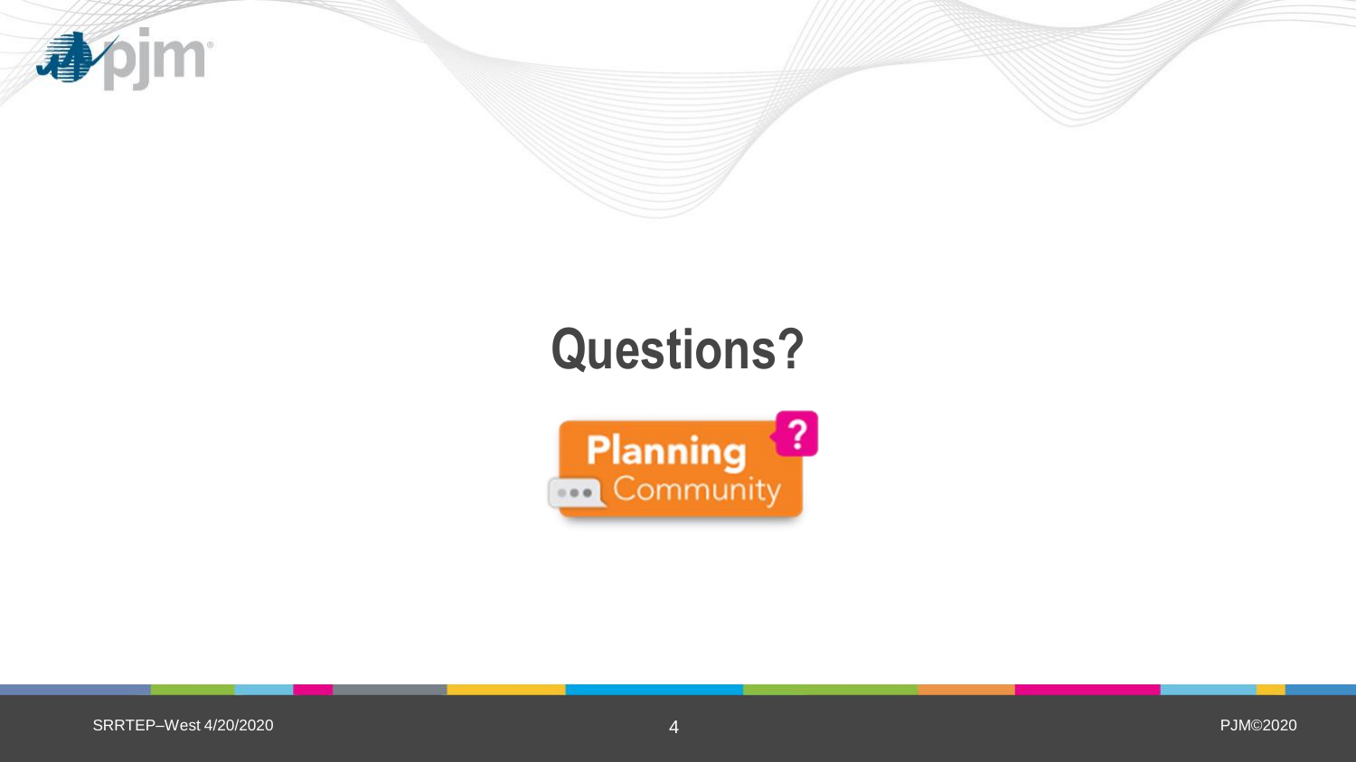# Questions?

Planning Community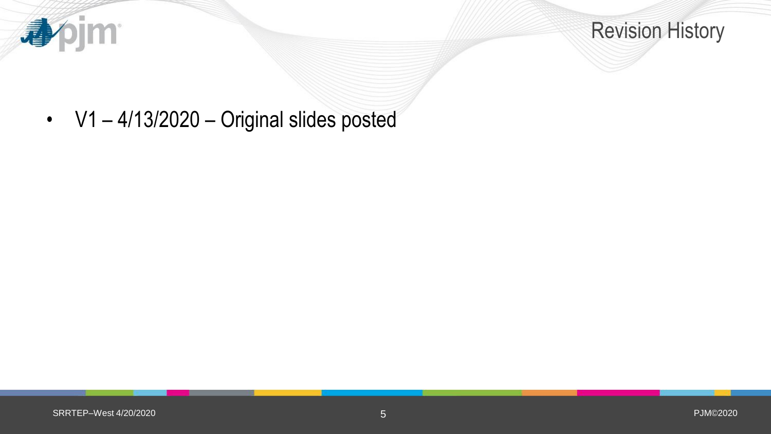# Revision History

- V1 – 4/13/2020 – Original slides posted